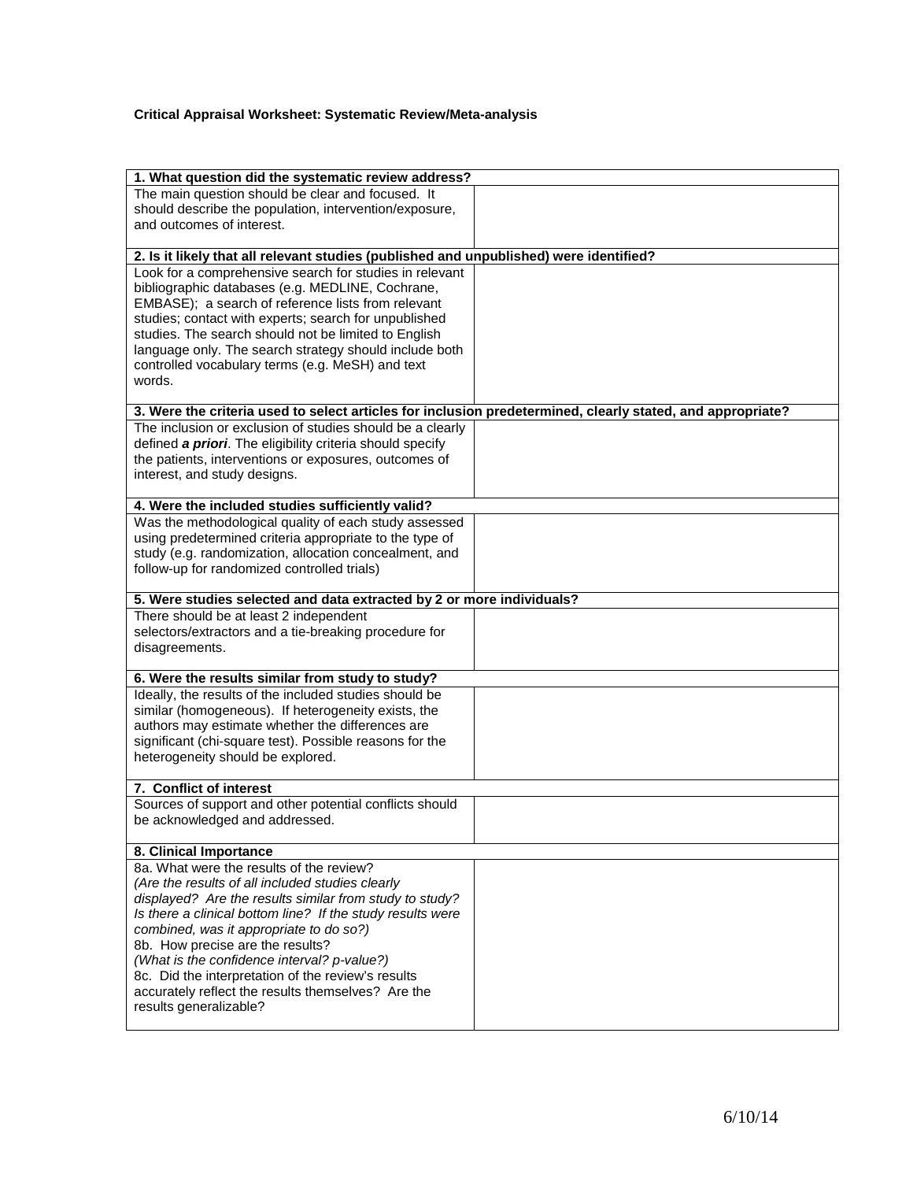**Critical Appraisal Worksheet: Systematic Review/Meta-analysis**

| **1. What question did the systematic review address?** | |
|---|---|
| The main question should be clear and focused. It should describe the population, intervention/exposure, and outcomes of interest. | |
| **2. Is it likely that all relevant studies (published and unpublished) were identified?** | |
| Look for a comprehensive search for studies in relevant bibliographic databases (e.g. MEDLINE, Cochrane, EMBASE); a search of reference lists from relevant studies; contact with experts; search for unpublished studies. The search should not be limited to English language only. The search strategy should include both controlled vocabulary terms (e.g. MeSH) and text words. | |
| **3. Were the criteria used to select articles for inclusion predetermined, clearly stated, and appropriate?** | |
| The inclusion or exclusion of studies should be a clearly defined ***a priori***. The eligibility criteria should specify the patients, interventions or exposures, outcomes of interest, and study designs. | |
| **4. Were the included studies sufficiently valid?** | |
| Was the methodological quality of each study assessed using predetermined criteria appropriate to the type of study (e.g. randomization, allocation concealment, and follow-up for randomized controlled trials) | |
| **5. Were studies selected and data extracted by 2 or more individuals?** | |
| There should be at least 2 independent selectors/extractors and a tie-breaking procedure for disagreements. | |
| **6. Were the results similar from study to study?** | |
| Ideally, the results of the included studies should be similar (homogeneous). If heterogeneity exists, the authors may estimate whether the differences are significant (chi-square test). Possible reasons for the heterogeneity should be explored. | |
| **7. Conflict of interest** | |
| Sources of support and other potential conflicts should be acknowledged and addressed. | |
| **8. Clinical Importance** | |
| 8a. What were the results of the review? *(Are the results of all included studies clearly displayed? Are the results similar from study to study? Is there a clinical bottom line? If the study results were combined, was it appropriate to do so?)* 8b. How precise are the results? *(What is the confidence interval? p-value?)* 8c. Did the interpretation of the review's results accurately reflect the results themselves? Are the results generalizable? | |

6/10/14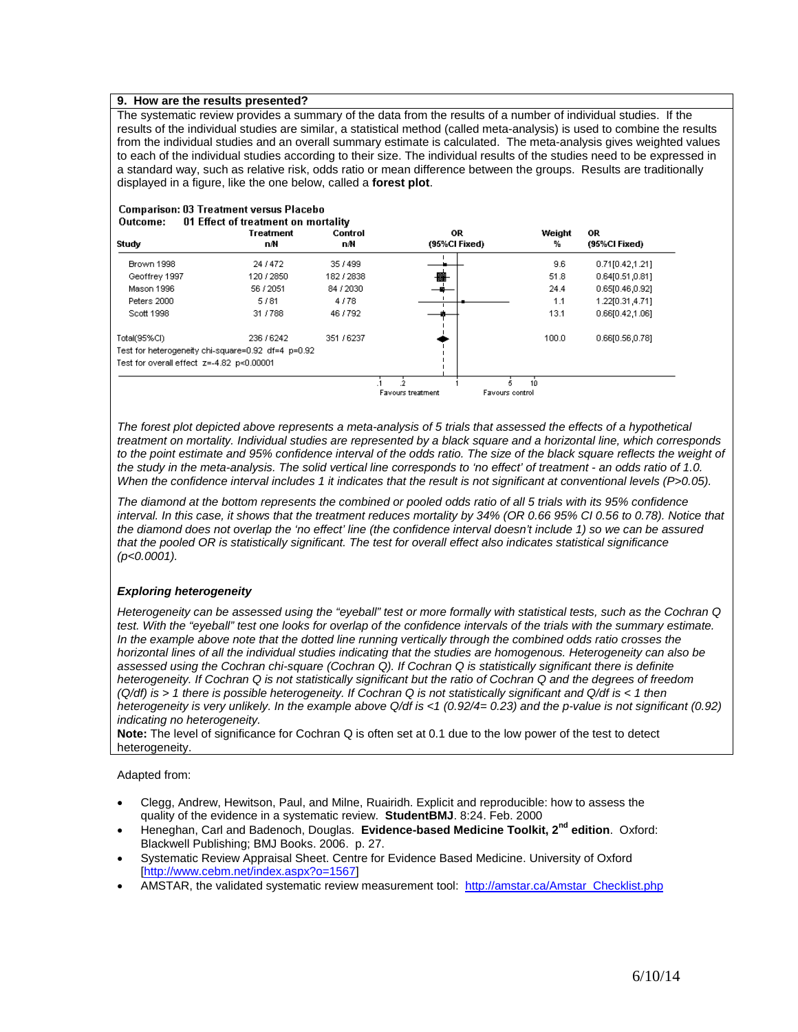**9. How are the results presented?**

The systematic review provides a summary of the data from the results of a number of individual studies. If the results of the individual studies are similar, a statistical method (called meta-analysis) is used to combine the results from the individual studies and an overall summary estimate is calculated. The meta-analysis gives weighted values to each of the individual studies according to their size. The individual results of the studies need to be expressed in a standard way, such as relative risk, odds ratio or mean difference between the groups. Results are traditionally displayed in a figure, like the one below, called a **forest plot**.

Comparison: 03 Treatment versus Placebo

Outcome: 01 Effect of treatment on mortality

Study | Treatment n/N | Control n/N | OR (95%CI Fixed) | Weight % | OR (95%CI Fixed)

Brown 1998 | 24 / 472 | 35 / 499 | 9.6 | 0.71[0.42,1.21]

Geoffrey 1997 | 120 / 2850 | 182 / 2838 | 51.8 | 0.64[0.51,0.81]

Mason 1996 | 56 / 2051 | 84 / 2030 | 24.4 | 0.65[0.46,0.92]

Peters 2000 | 5 / 81 | 4 / 78 | 1.1 | 1.22[0.31,4.71]

Scott 1998 | 31 / 788 | 46 / 792 | 13.1 | 0.66[0.42,1.06]

Total(95%CI) | 236 / 6242 | 351 / 6237 | 100.0 | 0.66[0.56,0.78]

Test for heterogeneity chi-square=0.92 df=4 p=0.92

Test for overall effect z=-4.82 p<0.00001

.1 .2 1 5 10

Favours treatment Favours control

*The forest plot depicted above represents a meta-analysis of 5 trials that assessed the effects of a hypothetical treatment on mortality. Individual studies are represented by a black square and a horizontal line, which corresponds to the point estimate and 95% confidence interval of the odds ratio. The size of the black square reflects the weight of the study in the meta-analysis. The solid vertical line corresponds to 'no effect' of treatment - an odds ratio of 1.0. When the confidence interval includes 1 it indicates that the result is not significant at conventional levels (P>0.05).*

*The diamond at the bottom represents the combined or pooled odds ratio of all 5 trials with its 95% confidence interval. In this case, it shows that the treatment reduces mortality by 34% (OR 0.66 95% CI 0.56 to 0.78). Notice that the diamond does not overlap the 'no effect' line (the confidence interval doesn't include 1) so we can be assured that the pooled OR is statistically significant. The test for overall effect also indicates statistical significance (p<0.0001).*

***Exploring heterogeneity***

*Heterogeneity can be assessed using the "eyeball" test or more formally with statistical tests, such as the Cochran Q test. With the "eyeball" test one looks for overlap of the confidence intervals of the trials with the summary estimate. In the example above note that the dotted line running vertically through the combined odds ratio crosses the horizontal lines of all the individual studies indicating that the studies are homogenous. Heterogeneity can also be assessed using the Cochran chi-square (Cochran Q). If Cochran Q is statistically significant there is definite heterogeneity. If Cochran Q is not statistically significant but the ratio of Cochran Q and the degrees of freedom (Q/df) is > 1 there is possible heterogeneity. If Cochran Q is not statistically significant and Q/df is < 1 then heterogeneity is very unlikely. In the example above Q/df is <1 (0.92/4= 0.23) and the p-value is not significant (0.92) indicating no heterogeneity.*

**Note:** The level of significance for Cochran Q is often set at 0.1 due to the low power of the test to detect heterogeneity.

Adapted from:

- Clegg, Andrew, Hewitson, Paul, and Milne, Ruairidh. Explicit and reproducible: how to assess the quality of the evidence in a systematic review. **StudentBMJ**. 8:24. Feb. 2000
- Heneghan, Carl and Badenoch, Douglas. **Evidence-based Medicine Toolkit, 2nd edition**. Oxford: Blackwell Publishing; BMJ Books. 2006. p. 27.
- Systematic Review Appraisal Sheet. Centre for Evidence Based Medicine. University of Oxford [http://www.cebm.net/index.aspx?o=1567]
- AMSTAR, the validated systematic review measurement tool: http://amstar.ca/Amstar_Checklist.php